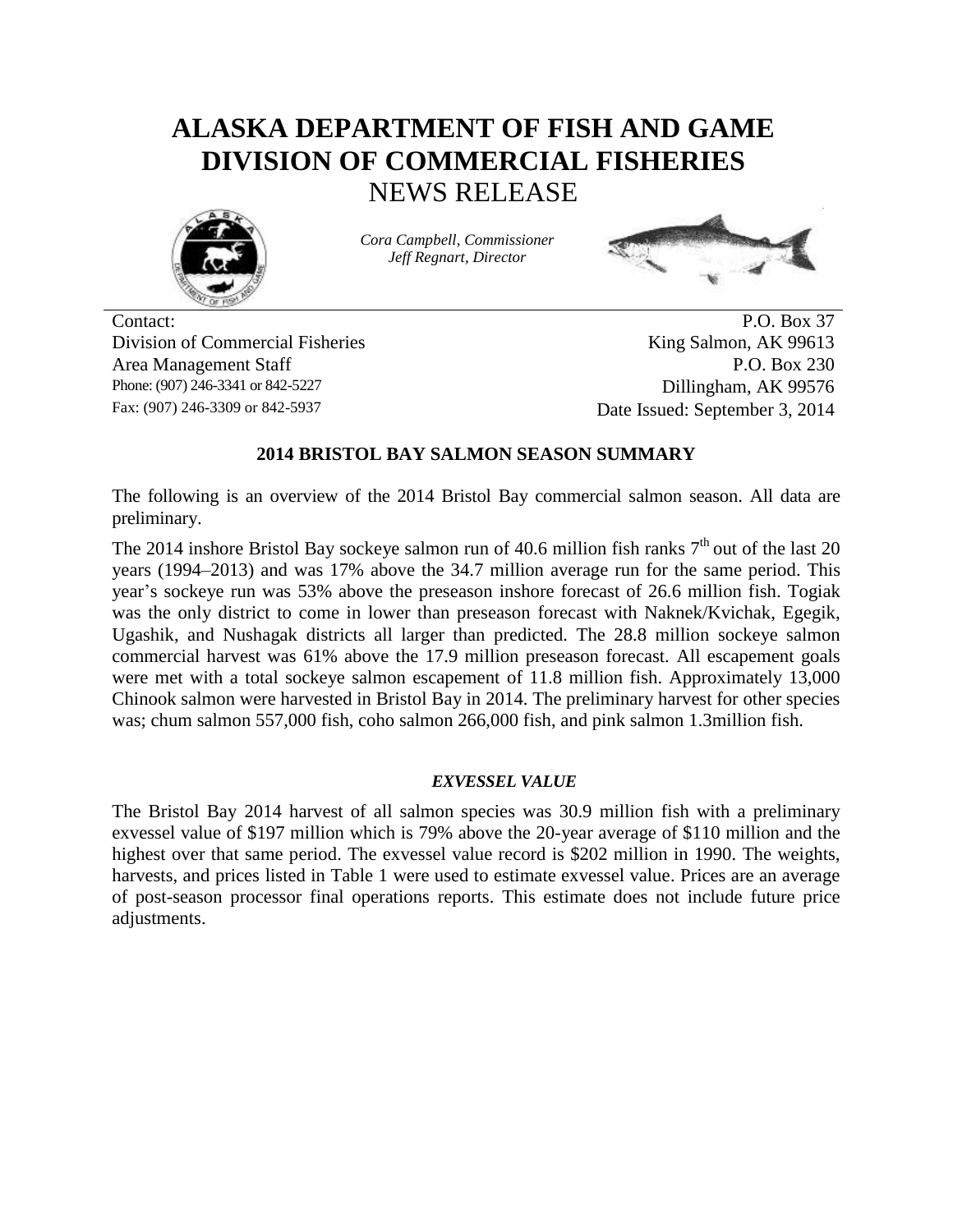# ALASKA DEPARTMENT OF FISH AND GAME
# DIVISION OF COMMERCIAL FISHERIES
## NEWS RELEASE

*Cora Campbell, Commissioner*
*Jeff Regnart, Director*

Contact:
Division of Commercial Fisheries
Area Management Staff
Phone: (907) 246-3341 or 842-5227
Fax: (907) 246-3309 or 842-5937

P.O. Box 37
King Salmon, AK 99613
P.O. Box 230
Dillingham, AK 99576
Date Issued: September 3, 2014

### 2014 BRISTOL BAY SALMON SEASON SUMMARY

The following is an overview of the 2014 Bristol Bay commercial salmon season. All data are preliminary.

The 2014 inshore Bristol Bay sockeye salmon run of 40.6 million fish ranks 7th out of the last 20 years (1994–2013) and was 17% above the 34.7 million average run for the same period. This year's sockeye run was 53% above the preseason inshore forecast of 26.6 million fish. Togiak was the only district to come in lower than preseason forecast with Naknek/Kvichak, Egegik, Ugashik, and Nushagak districts all larger than predicted. The 28.8 million sockeye salmon commercial harvest was 61% above the 17.9 million preseason forecast. All escapement goals were met with a total sockeye salmon escapement of 11.8 million fish. Approximately 13,000 Chinook salmon were harvested in Bristol Bay in 2014. The preliminary harvest for other species was; chum salmon 557,000 fish, coho salmon 266,000 fish, and pink salmon 1.3million fish.

#### *EXVESSEL VALUE*

The Bristol Bay 2014 harvest of all salmon species was 30.9 million fish with a preliminary exvessel value of $197 million which is 79% above the 20-year average of $110 million and the highest over that same period. The exvessel value record is $202 million in 1990. The weights, harvests, and prices listed in Table 1 were used to estimate exvessel value. Prices are an average of post-season processor final operations reports. This estimate does not include future price adjustments.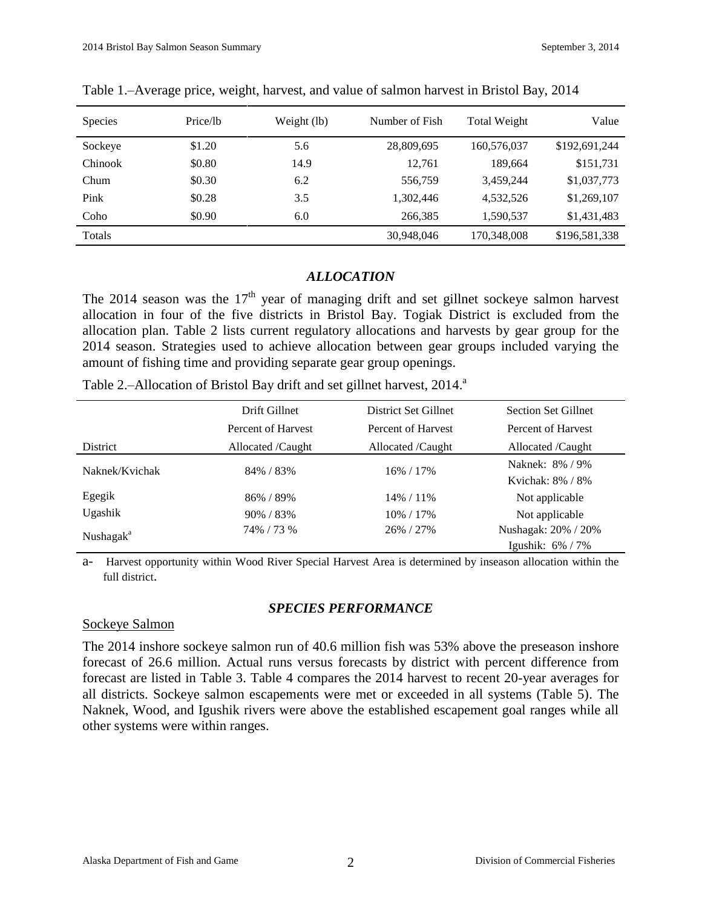Table 1.–Average price, weight, harvest, and value of salmon harvest in Bristol Bay, 2014

| Species | Price/lb | Weight (lb) | Number of Fish | Total Weight | Value |
|---|---|---|---|---|---|
| Sockeye | $1.20 | 5.6 | 28,809,695 | 160,576,037 | $192,691,244 |
| Chinook | $0.80 | 14.9 | 12,761 | 189,664 | $151,731 |
| Chum | $0.30 | 6.2 | 556,759 | 3,459,244 | $1,037,773 |
| Pink | $0.28 | 3.5 | 1,302,446 | 4,532,526 | $1,269,107 |
| Coho | $0.90 | 6.0 | 266,385 | 1,590,537 | $1,431,483 |
| Totals | | | 30,948,046 | 170,348,008 | $196,581,338 |

### *ALLOCATION*

The 2014 season was the 17th year of managing drift and set gillnet sockeye salmon harvest allocation in four of the five districts in Bristol Bay. Togiak District is excluded from the allocation plan. Table 2 lists current regulatory allocations and harvests by gear group for the 2014 season. Strategies used to achieve allocation between gear groups included varying the amount of fishing time and providing separate gear group openings.

Table 2.–Allocation of Bristol Bay drift and set gillnet harvest, 2014.[a]

| District | Drift Gillnet Percent of Harvest Allocated /Caught | District Set Gillnet Percent of Harvest Allocated /Caught | Section Set Gillnet Percent of Harvest Allocated /Caught |
|---|---|---|---|
| Naknek/Kvichak | 84% / 83% | 16% / 17% | Naknek: 8% / 9%<br>Kvichak: 8% / 8% |
| Egegik | 86% / 89% | 14% / 11% | Not applicable |
| Ugashik | 90% / 83% | 10% / 17% | Not applicable |
| Nushagak[a] | 74% / 73 % | 26% / 27% | Nushagak: 20% / 20%<br>Igushik: 6% / 7% |

a- Harvest opportunity within Wood River Special Harvest Area is determined by inseason allocation within the full district.

### *SPECIES PERFORMANCE*

Sockeye Salmon

The 2014 inshore sockeye salmon run of 40.6 million fish was 53% above the preseason inshore forecast of 26.6 million. Actual runs versus forecasts by district with percent difference from forecast are listed in Table 3. Table 4 compares the 2014 harvest to recent 20-year averages for all districts. Sockeye salmon escapements were met or exceeded in all systems (Table 5). The Naknek, Wood, and Igushik rivers were above the established escapement goal ranges while all other systems were within ranges.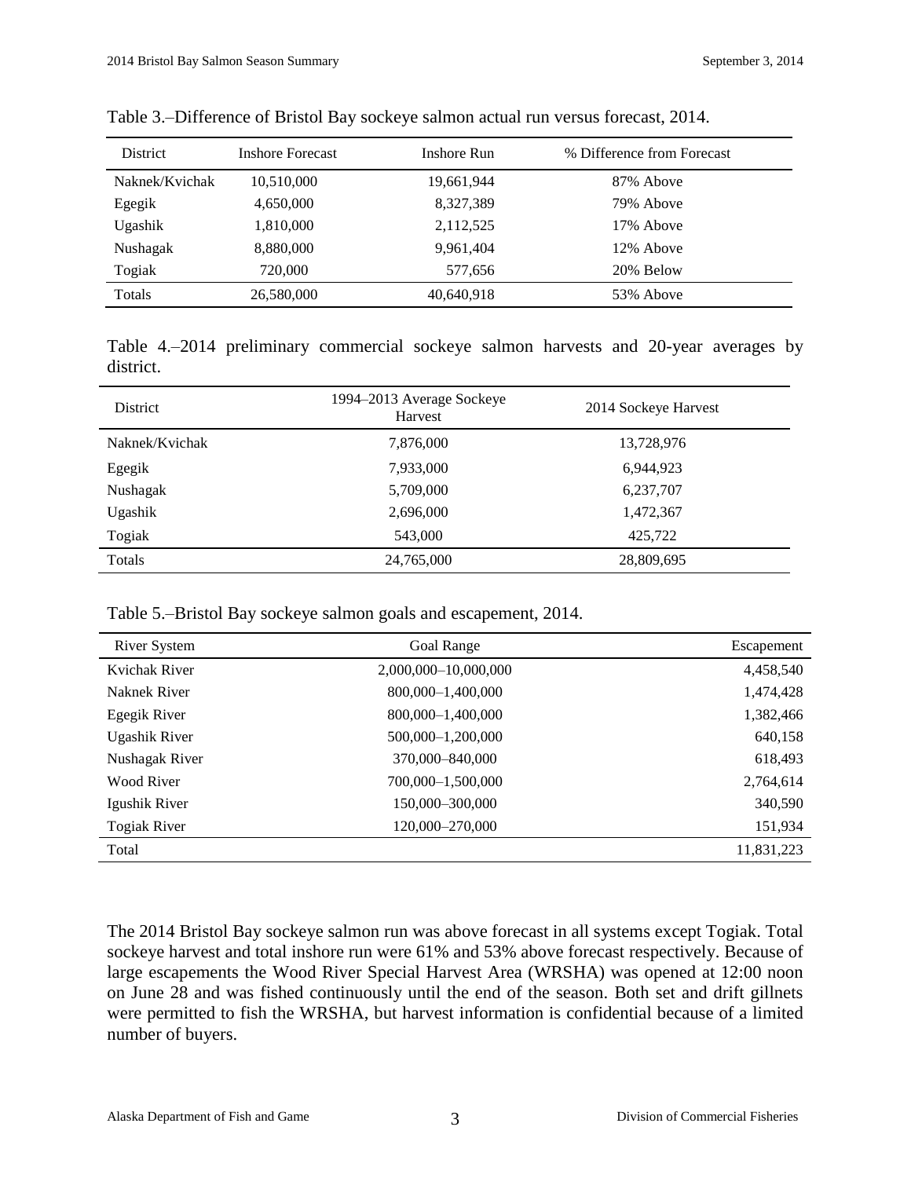Table 3.–Difference of Bristol Bay sockeye salmon actual run versus forecast, 2014.

| District | Inshore Forecast | Inshore Run | % Difference from Forecast |
|---|---|---|---|
| Naknek/Kvichak | 10,510,000 | 19,661,944 | 87% Above |
| Egegik | 4,650,000 | 8,327,389 | 79% Above |
| Ugashik | 1,810,000 | 2,112,525 | 17% Above |
| Nushagak | 8,880,000 | 9,961,404 | 12% Above |
| Togiak | 720,000 | 577,656 | 20% Below |
| Totals | 26,580,000 | 40,640,918 | 53% Above |

Table 4.–2014 preliminary commercial sockeye salmon harvests and 20-year averages by district.

| District | 1994–2013 Average Sockeye Harvest | 2014 Sockeye Harvest |
|---|---|---|
| Naknek/Kvichak | 7,876,000 | 13,728,976 |
| Egegik | 7,933,000 | 6,944,923 |
| Nushagak | 5,709,000 | 6,237,707 |
| Ugashik | 2,696,000 | 1,472,367 |
| Togiak | 543,000 | 425,722 |
| Totals | 24,765,000 | 28,809,695 |

Table 5.–Bristol Bay sockeye salmon goals and escapement, 2014.

| River System | Goal Range | Escapement |
|---|---|---|
| Kvichak River | 2,000,000–10,000,000 | 4,458,540 |
| Naknek River | 800,000–1,400,000 | 1,474,428 |
| Egegik River | 800,000–1,400,000 | 1,382,466 |
| Ugashik River | 500,000–1,200,000 | 640,158 |
| Nushagak River | 370,000–840,000 | 618,493 |
| Wood River | 700,000–1,500,000 | 2,764,614 |
| Igushik River | 150,000–300,000 | 340,590 |
| Togiak River | 120,000–270,000 | 151,934 |
| Total | | 11,831,223 |

The 2014 Bristol Bay sockeye salmon run was above forecast in all systems except Togiak. Total sockeye harvest and total inshore run were 61% and 53% above forecast respectively. Because of large escapements the Wood River Special Harvest Area (WRSHA) was opened at 12:00 noon on June 28 and was fished continuously until the end of the season. Both set and drift gillnets were permitted to fish the WRSHA, but harvest information is confidential because of a limited number of buyers.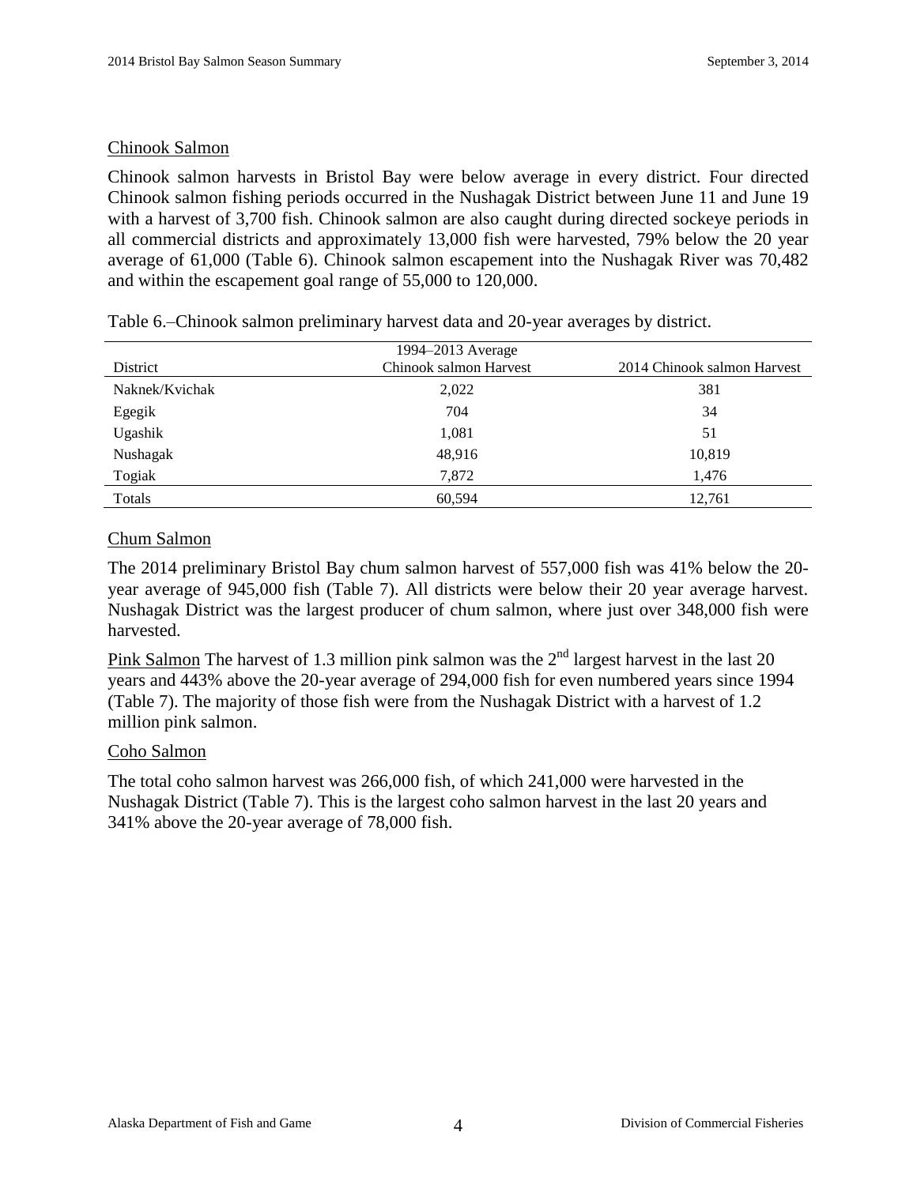## Chinook Salmon

Chinook salmon harvests in Bristol Bay were below average in every district. Four directed Chinook salmon fishing periods occurred in the Nushagak District between June 11 and June 19 with a harvest of 3,700 fish. Chinook salmon are also caught during directed sockeye periods in all commercial districts and approximately 13,000 fish were harvested, 79% below the 20 year average of 61,000 (Table 6). Chinook salmon escapement into the Nushagak River was 70,482 and within the escapement goal range of 55,000 to 120,000.

Table 6.–Chinook salmon preliminary harvest data and 20-year averages by district.

| District | 1994–2013 Average Chinook salmon Harvest | 2014 Chinook salmon Harvest |
|---|---|---|
| Naknek/Kvichak | 2,022 | 381 |
| Egegik | 704 | 34 |
| Ugashik | 1,081 | 51 |
| Nushagak | 48,916 | 10,819 |
| Togiak | 7,872 | 1,476 |
| Totals | 60,594 | 12,761 |

## Chum Salmon

The 2014 preliminary Bristol Bay chum salmon harvest of 557,000 fish was 41% below the 20-year average of 945,000 fish (Table 7). All districts were below their 20 year average harvest. Nushagak District was the largest producer of chum salmon, where just over 348,000 fish were harvested.

## Pink Salmon

The harvest of 1.3 million pink salmon was the 2nd largest harvest in the last 20 years and 443% above the 20-year average of 294,000 fish for even numbered years since 1994 (Table 7). The majority of those fish were from the Nushagak District with a harvest of 1.2 million pink salmon.

## Coho Salmon

The total coho salmon harvest was 266,000 fish, of which 241,000 were harvested in the Nushagak District (Table 7). This is the largest coho salmon harvest in the last 20 years and 341% above the 20-year average of 78,000 fish.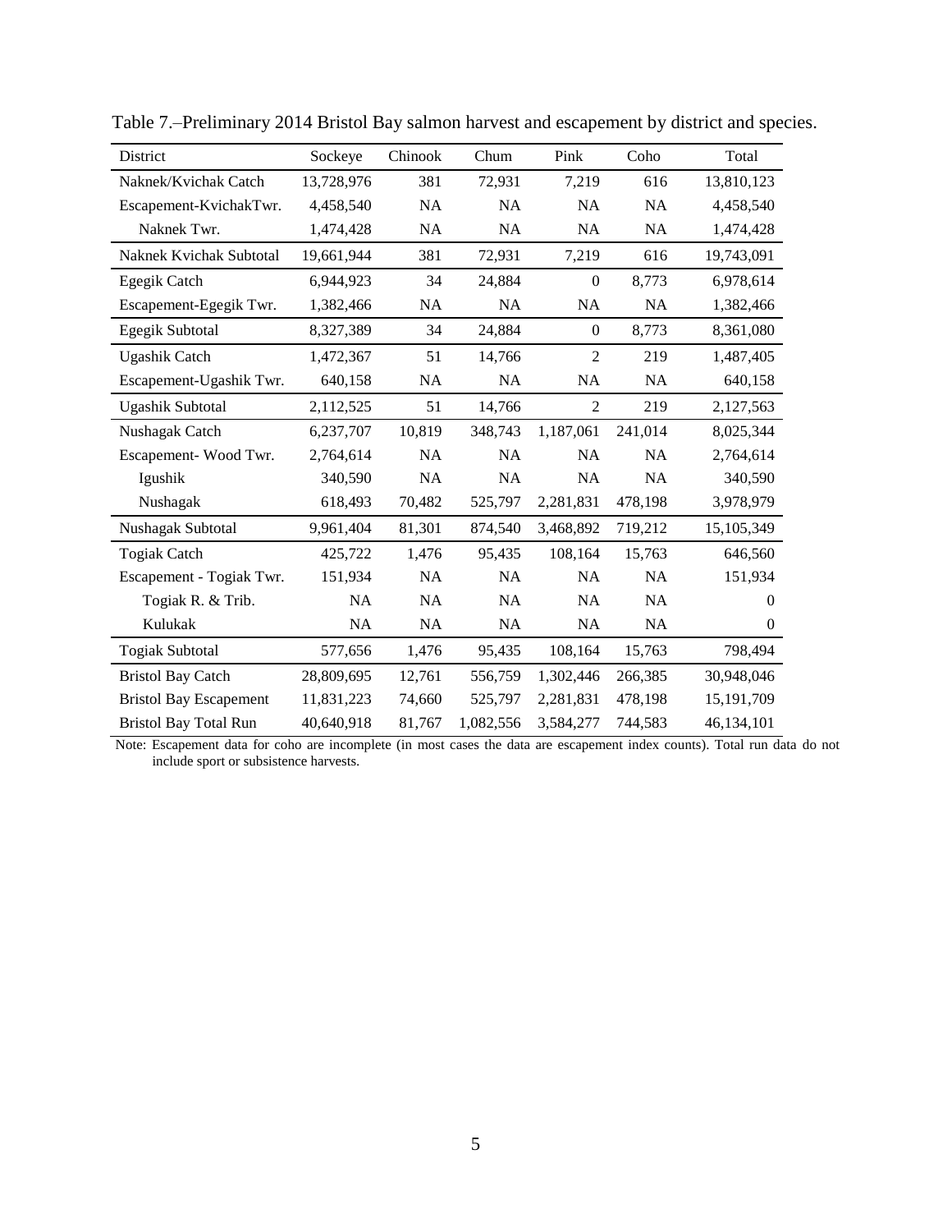Table 7.–Preliminary 2014 Bristol Bay salmon harvest and escapement by district and species.

| District | Sockeye | Chinook | Chum | Pink | Coho | Total |
|---|---|---|---|---|---|---|
| Naknek/Kvichak Catch | 13,728,976 | 381 | 72,931 | 7,219 | 616 | 13,810,123 |
| Escapement-KvichakTwr. | 4,458,540 | NA | NA | NA | NA | 4,458,540 |
| Naknek Twr. | 1,474,428 | NA | NA | NA | NA | 1,474,428 |
| Naknek Kvichak Subtotal | 19,661,944 | 381 | 72,931 | 7,219 | 616 | 19,743,091 |
| Egegik Catch | 6,944,923 | 34 | 24,884 | 0 | 8,773 | 6,978,614 |
| Escapement-Egegik Twr. | 1,382,466 | NA | NA | NA | NA | 1,382,466 |
| Egegik Subtotal | 8,327,389 | 34 | 24,884 | 0 | 8,773 | 8,361,080 |
| Ugashik Catch | 1,472,367 | 51 | 14,766 | 2 | 219 | 1,487,405 |
| Escapement-Ugashik Twr. | 640,158 | NA | NA | NA | NA | 640,158 |
| Ugashik Subtotal | 2,112,525 | 51 | 14,766 | 2 | 219 | 2,127,563 |
| Nushagak Catch | 6,237,707 | 10,819 | 348,743 | 1,187,061 | 241,014 | 8,025,344 |
| Escapement- Wood Twr. | 2,764,614 | NA | NA | NA | NA | 2,764,614 |
| Igushik | 340,590 | NA | NA | NA | NA | 340,590 |
| Nushagak | 618,493 | 70,482 | 525,797 | 2,281,831 | 478,198 | 3,978,979 |
| Nushagak Subtotal | 9,961,404 | 81,301 | 874,540 | 3,468,892 | 719,212 | 15,105,349 |
| Togiak Catch | 425,722 | 1,476 | 95,435 | 108,164 | 15,763 | 646,560 |
| Escapement - Togiak Twr. | 151,934 | NA | NA | NA | NA | 151,934 |
| Togiak R. & Trib. | NA | NA | NA | NA | NA | 0 |
| Kulukak | NA | NA | NA | NA | NA | 0 |
| Togiak Subtotal | 577,656 | 1,476 | 95,435 | 108,164 | 15,763 | 798,494 |
| Bristol Bay Catch | 28,809,695 | 12,761 | 556,759 | 1,302,446 | 266,385 | 30,948,046 |
| Bristol Bay Escapement | 11,831,223 | 74,660 | 525,797 | 2,281,831 | 478,198 | 15,191,709 |
| Bristol Bay Total Run | 40,640,918 | 81,767 | 1,082,556 | 3,584,277 | 744,583 | 46,134,101 |

Note: Escapement data for coho are incomplete (in most cases the data are escapement index counts). Total run data do not include sport or subsistence harvests.